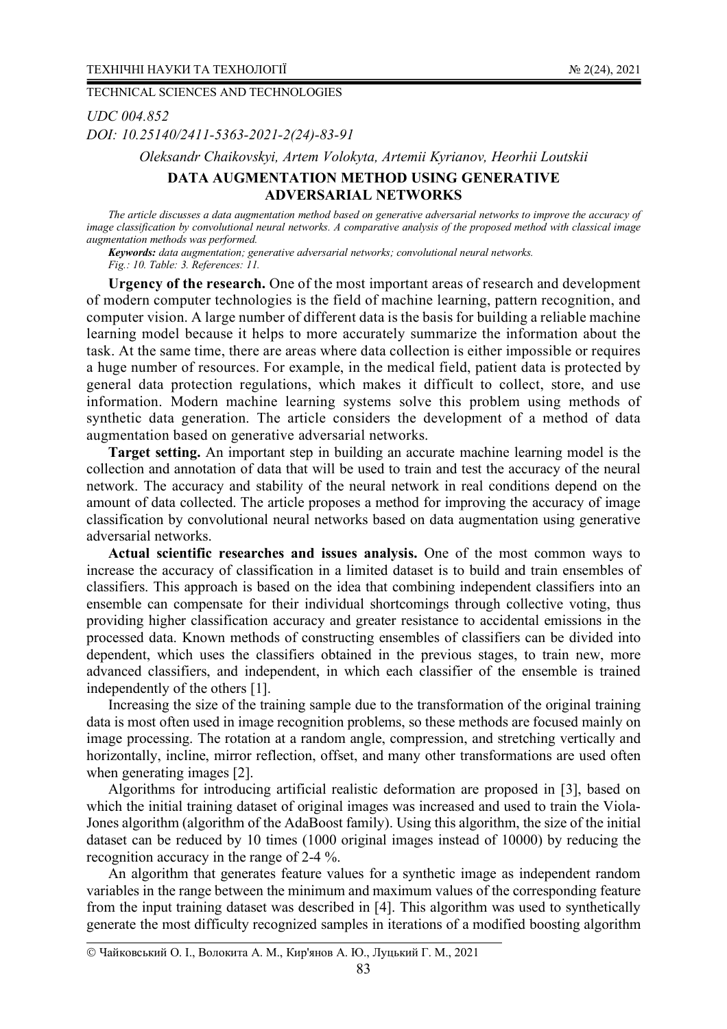TECHNICAL SCIENCES AND TECHNOLOGIES

*UDC 004.852*

*DOI: 10.25140/2411-5363-2021-2(24)-83-91*

*Oleksandr Chaikovskyi, Artem Volokyta, Artemii Kyrianov, Heorhii Loutskii*

# DATA AUGMENTATION METHOD USING GENERATIVE ADVERSARIAL NETWORKS

*The article discusses a data augmentation method based on generative adversarial networks to improve the accuracy of image classification by convolutional neural networks. A comparative analysis of the proposed method with classical image augmentation methods was performed.*

***Keywords:*** *data augmentation; generative adversarial networks; convolutional neural networks.*

*Fig.: 10. Table: 3. References: 11.*

**Urgency of the research.** One of the most important areas of research and development of modern computer technologies is the field of machine learning, pattern recognition, and computer vision. A large number of different data is the basis for building a reliable machine learning model because it helps to more accurately summarize the information about the task. At the same time, there are areas where data collection is either impossible or requires a huge number of resources. For example, in the medical field, patient data is protected by general data protection regulations, which makes it difficult to collect, store, and use information. Modern machine learning systems solve this problem using methods of synthetic data generation. The article considers the development of a method of data augmentation based on generative adversarial networks.

**Target setting.** An important step in building an accurate machine learning model is the collection and annotation of data that will be used to train and test the accuracy of the neural network. The accuracy and stability of the neural network in real conditions depend on the amount of data collected. The article proposes a method for improving the accuracy of image classification by convolutional neural networks based on data augmentation using generative adversarial networks.

**Actual scientific researches and issues analysis.** One of the most common ways to increase the accuracy of classification in a limited dataset is to build and train ensembles of classifiers. This approach is based on the idea that combining independent classifiers into an ensemble can compensate for their individual shortcomings through collective voting, thus providing higher classification accuracy and greater resistance to accidental emissions in the processed data. Known methods of constructing ensembles of classifiers can be divided into dependent, which uses the classifiers obtained in the previous stages, to train new, more advanced classifiers, and independent, in which each classifier of the ensemble is trained independently of the others [1].

Increasing the size of the training sample due to the transformation of the original training data is most often used in image recognition problems, so these methods are focused mainly on image processing. The rotation at a random angle, compression, and stretching vertically and horizontally, incline, mirror reflection, offset, and many other transformations are used often when generating images [2].

Algorithms for introducing artificial realistic deformation are proposed in [3], based on which the initial training dataset of original images was increased and used to train the Viola-Jones algorithm (algorithm of the AdaBoost family). Using this algorithm, the size of the initial dataset can be reduced by 10 times (1000 original images instead of 10000) by reducing the recognition accuracy in the range of 2-4 %.

An algorithm that generates feature values for a synthetic image as independent random variables in the range between the minimum and maximum values of the corresponding feature from the input training dataset was described in [4]. This algorithm was used to synthetically generate the most difficulty recognized samples in iterations of a modified boosting algorithm

© Чайковський О. І., Волокита А. М., Кир'янов А. Ю., Луцький Г. М., 2021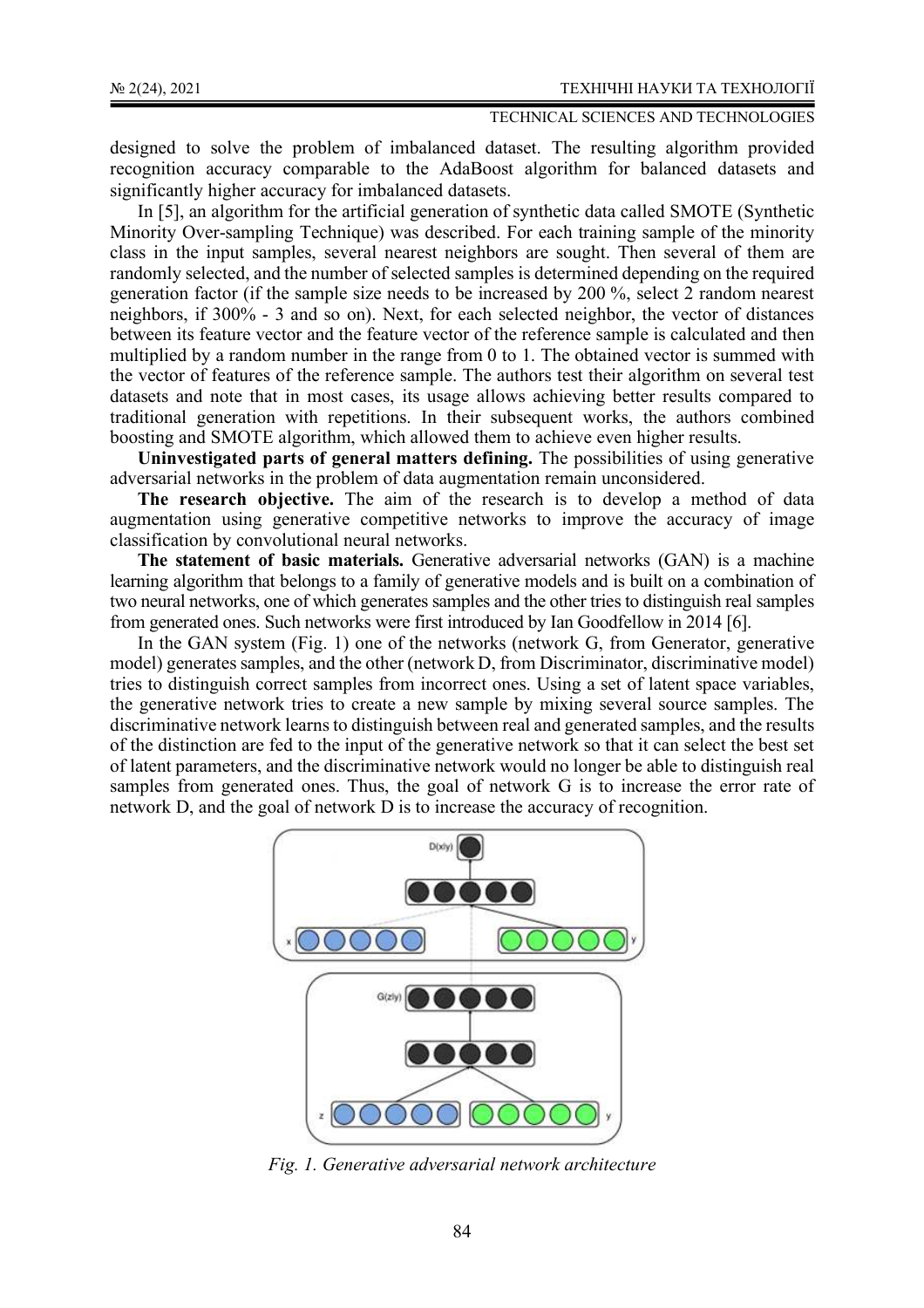designed to solve the problem of imbalanced dataset. The resulting algorithm provided recognition accuracy comparable to the AdaBoost algorithm for balanced datasets and significantly higher accuracy for imbalanced datasets.

In [5], an algorithm for the artificial generation of synthetic data called SMOTE (Synthetic Minority Over-sampling Technique) was described. For each training sample of the minority class in the input samples, several nearest neighbors are sought. Then several of them are randomly selected, and the number of selected samples is determined depending on the required generation factor (if the sample size needs to be increased by 200 %, select 2 random nearest neighbors, if 300% - 3 and so on). Next, for each selected neighbor, the vector of distances between its feature vector and the feature vector of the reference sample is calculated and then multiplied by a random number in the range from 0 to 1. The obtained vector is summed with the vector of features of the reference sample. The authors test their algorithm on several test datasets and note that in most cases, its usage allows achieving better results compared to traditional generation with repetitions. In their subsequent works, the authors combined boosting and SMOTE algorithm, which allowed them to achieve even higher results.

**Uninvestigated parts of general matters defining.** The possibilities of using generative adversarial networks in the problem of data augmentation remain unconsidered.

**The research objective.** The aim of the research is to develop a method of data augmentation using generative competitive networks to improve the accuracy of image classification by convolutional neural networks.

**The statement of basic materials.** Generative adversarial networks (GAN) is a machine learning algorithm that belongs to a family of generative models and is built on a combination of two neural networks, one of which generates samples and the other tries to distinguish real samples from generated ones. Such networks were first introduced by Ian Goodfellow in 2014 [6].

In the GAN system (Fig. 1) one of the networks (network G, from Generator, generative model) generates samples, and the other (network D, from Discriminator, discriminative model) tries to distinguish correct samples from incorrect ones. Using a set of latent space variables, the generative network tries to create a new sample by mixing several source samples. The discriminative network learns to distinguish between real and generated samples, and the results of the distinction are fed to the input of the generative network so that it can select the best set of latent parameters, and the discriminative network would no longer be able to distinguish real samples from generated ones. Thus, the goal of network G is to increase the error rate of network D, and the goal of network D is to increase the accuracy of recognition.

*Fig. 1. Generative adversarial network architecture*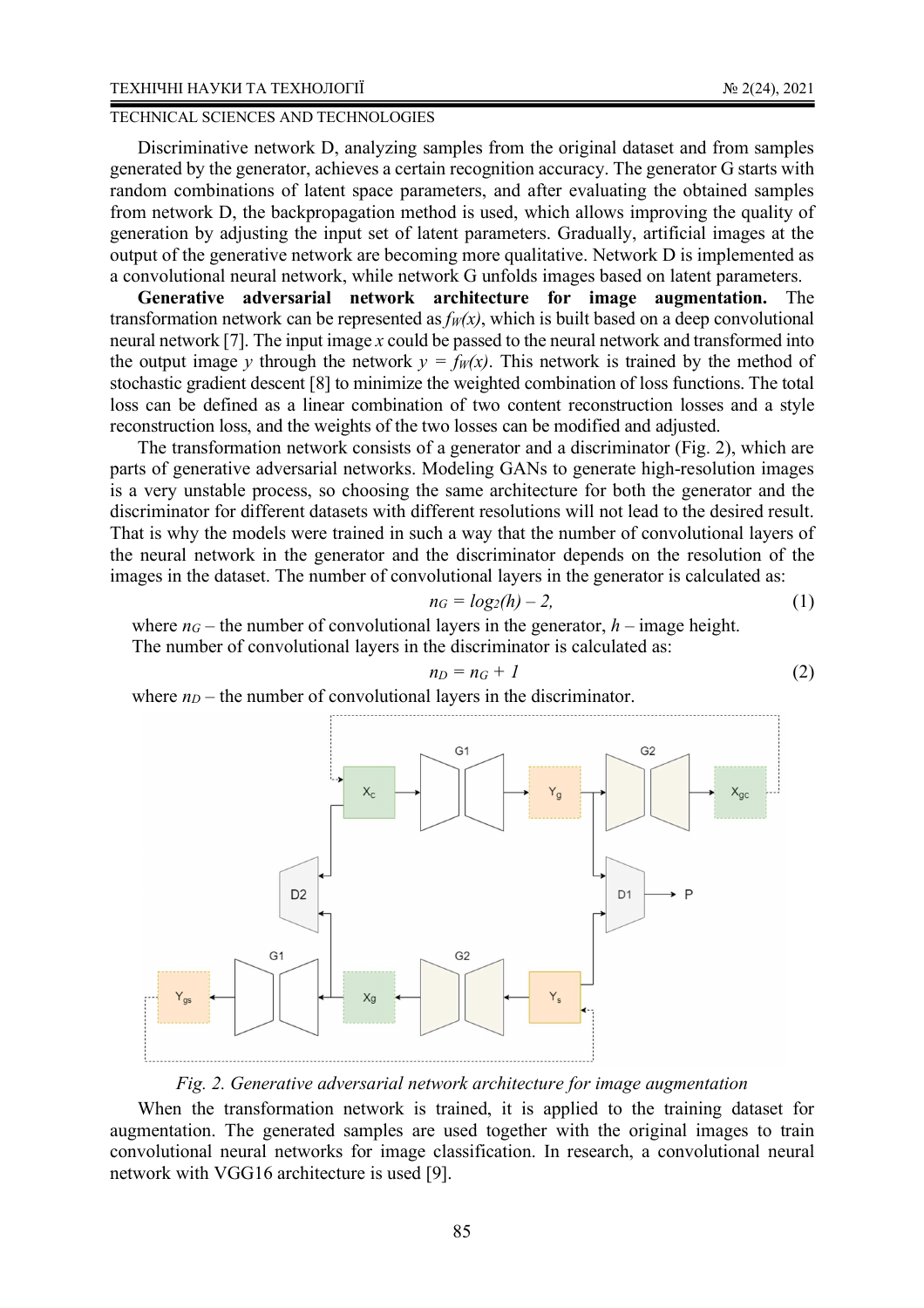Discriminative network D, analyzing samples from the original dataset and from samples generated by the generator, achieves a certain recognition accuracy. The generator G starts with random combinations of latent space parameters, and after evaluating the obtained samples from network D, the backpropagation method is used, which allows improving the quality of generation by adjusting the input set of latent parameters. Gradually, artificial images at the output of the generative network are becoming more qualitative. Network D is implemented as a convolutional neural network, while network G unfolds images based on latent parameters.

**Generative adversarial network architecture for image augmentation.** The transformation network can be represented as $f_W(x)$, which is built based on a deep convolutional neural network [7]. The input image $x$ could be passed to the neural network and transformed into the output image $y$ through the network $y = f_W(x)$. This network is trained by the method of stochastic gradient descent [8] to minimize the weighted combination of loss functions. The total loss can be defined as a linear combination of two content reconstruction losses and a style reconstruction loss, and the weights of the two losses can be modified and adjusted.

The transformation network consists of a generator and a discriminator (Fig. 2), which are parts of generative adversarial networks. Modeling GANs to generate high-resolution images is a very unstable process, so choosing the same architecture for both the generator and the discriminator for different datasets with different resolutions will not lead to the desired result. That is why the models were trained in such a way that the number of convolutional layers of the neural network in the generator and the discriminator depends on the resolution of the images in the dataset. The number of convolutional layers in the generator is calculated as:

$$n_G = \log_2(h) - 2, \quad (1)$$

where $n_G$ – the number of convolutional layers in the generator, $h$ – image height.

The number of convolutional layers in the discriminator is calculated as:

$$n_D = n_G + 1 \quad (2)$$

where $n_D$ – the number of convolutional layers in the discriminator.

*Fig. 2. Generative adversarial network architecture for image augmentation*

When the transformation network is trained, it is applied to the training dataset for augmentation. The generated samples are used together with the original images to train convolutional neural networks for image classification. In research, a convolutional neural network with VGG16 architecture is used [9].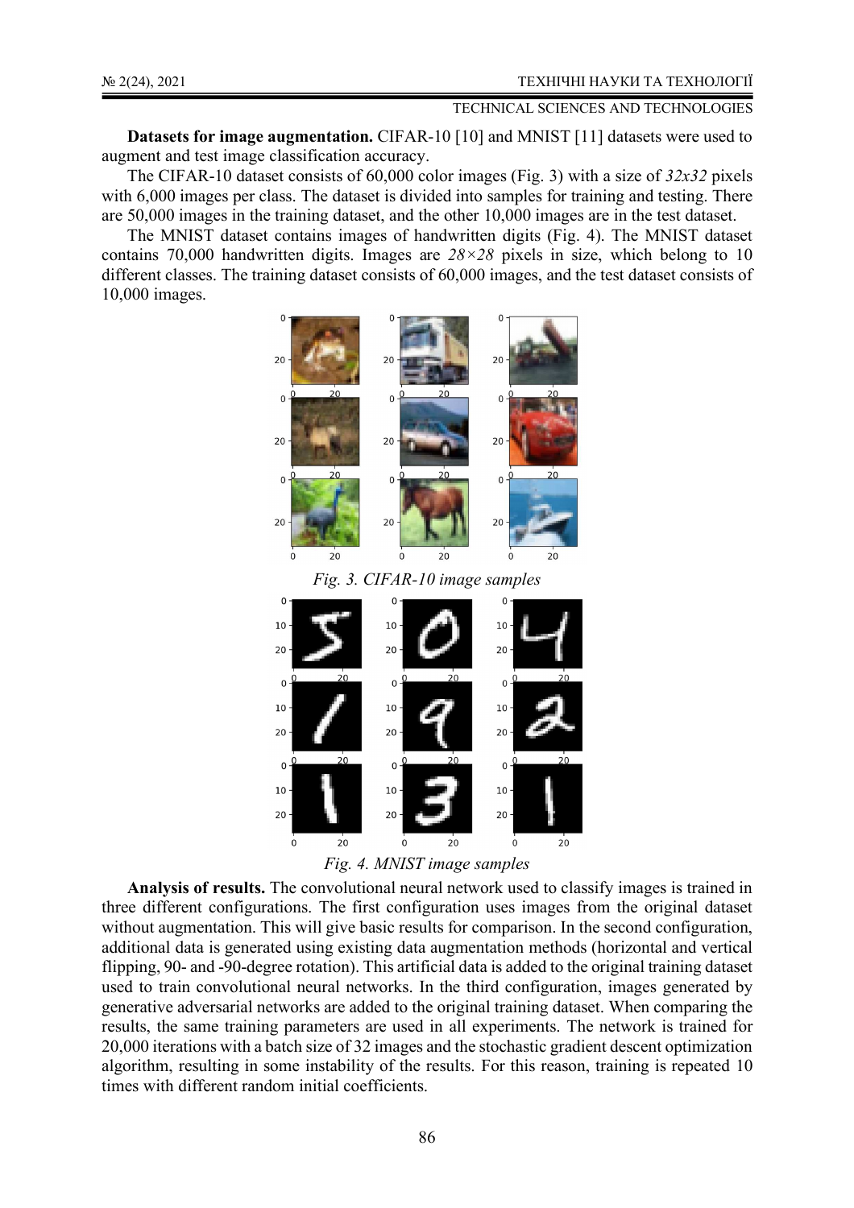**Datasets for image augmentation.** CIFAR-10 [10] and MNIST [11] datasets were used to augment and test image classification accuracy.

The CIFAR-10 dataset consists of 60,000 color images (Fig. 3) with a size of *32x32* pixels with 6,000 images per class. The dataset is divided into samples for training and testing. There are 50,000 images in the training dataset, and the other 10,000 images are in the test dataset.

The MNIST dataset contains images of handwritten digits (Fig. 4). The MNIST dataset contains 70,000 handwritten digits. Images are $28 \times 28$ pixels in size, which belong to 10 different classes. The training dataset consists of 60,000 images, and the test dataset consists of 10,000 images.

*Fig. 3. CIFAR-10 image samples*

*Fig. 4. MNIST image samples*

**Analysis of results.** The convolutional neural network used to classify images is trained in three different configurations. The first configuration uses images from the original dataset without augmentation. This will give basic results for comparison. In the second configuration, additional data is generated using existing data augmentation methods (horizontal and vertical flipping, 90- and -90-degree rotation). This artificial data is added to the original training dataset used to train convolutional neural networks. In the third configuration, images generated by generative adversarial networks are added to the original training dataset. When comparing the results, the same training parameters are used in all experiments. The network is trained for 20,000 iterations with a batch size of 32 images and the stochastic gradient descent optimization algorithm, resulting in some instability of the results. For this reason, training is repeated 10 times with different random initial coefficients.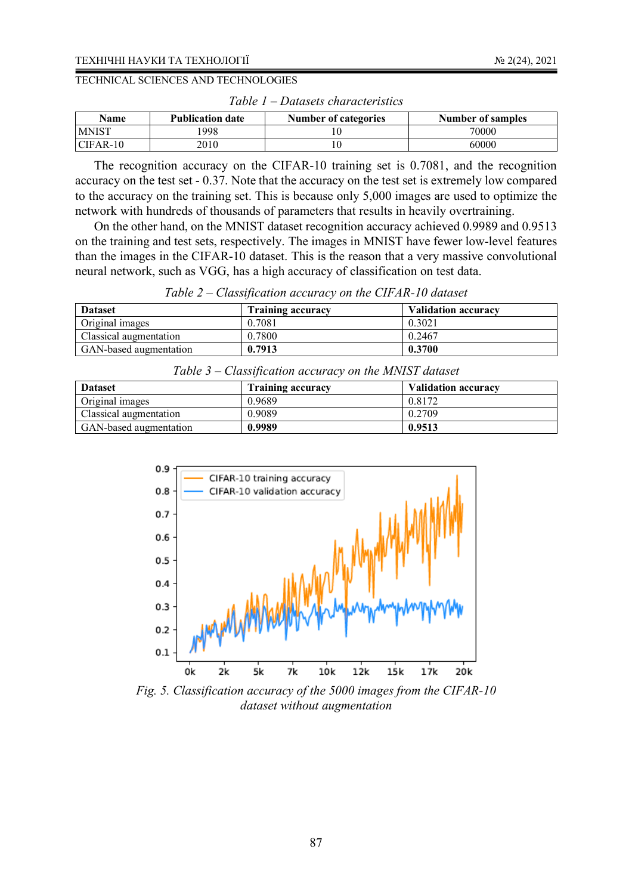*Table 1 – Datasets characteristics*

| Name | Publication date | Number of categories | Number of samples |
|---|---|---|---|
| MNIST | 1998 | 10 | 70000 |
| CIFAR-10 | 2010 | 10 | 60000 |

The recognition accuracy on the CIFAR-10 training set is 0.7081, and the recognition accuracy on the test set - 0.37. Note that the accuracy on the test set is extremely low compared to the accuracy on the training set. This is because only 5,000 images are used to optimize the network with hundreds of thousands of parameters that results in heavily overtraining.

On the other hand, on the MNIST dataset recognition accuracy achieved 0.9989 and 0.9513 on the training and test sets, respectively. The images in MNIST have fewer low-level features than the images in the CIFAR-10 dataset. This is the reason that a very massive convolutional neural network, such as VGG, has a high accuracy of classification on test data.

*Table 2 – Classification accuracy on the CIFAR-10 dataset*

| Dataset | Training accuracy | Validation accuracy |
|---|---|---|
| Original images | 0.7081 | 0.3021 |
| Classical augmentation | 0.7800 | 0.2467 |
| GAN-based augmentation | **0.7913** | **0.3700** |

*Table 3 – Classification accuracy on the MNIST dataset*

| Dataset | Training accuracy | Validation accuracy |
|---|---|---|
| Original images | 0.9689 | 0.8172 |
| Classical augmentation | 0.9089 | 0.2709 |
| GAN-based augmentation | **0.9989** | **0.9513** |

*Fig. 5. Classification accuracy of the 5000 images from the CIFAR-10 dataset without augmentation*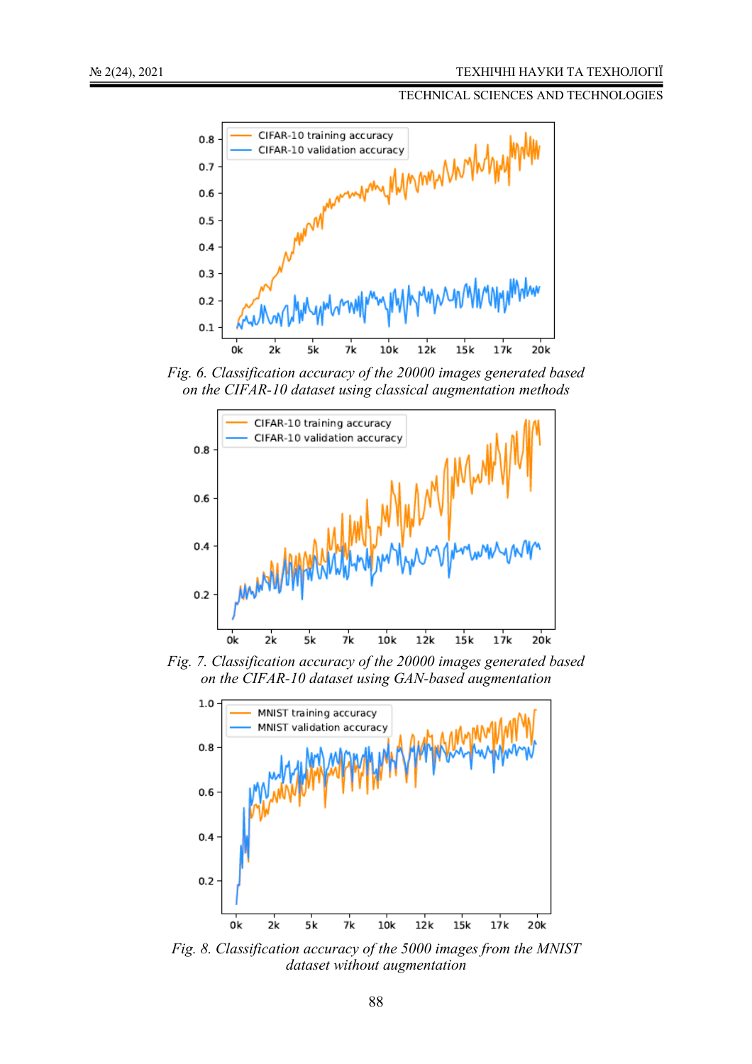*Fig. 6. Classification accuracy of the 20000 images generated based on the CIFAR-10 dataset using classical augmentation methods*

*Fig. 7. Classification accuracy of the 20000 images generated based on the CIFAR-10 dataset using GAN-based augmentation*

*Fig. 8. Classification accuracy of the 5000 images from the MNIST dataset without augmentation*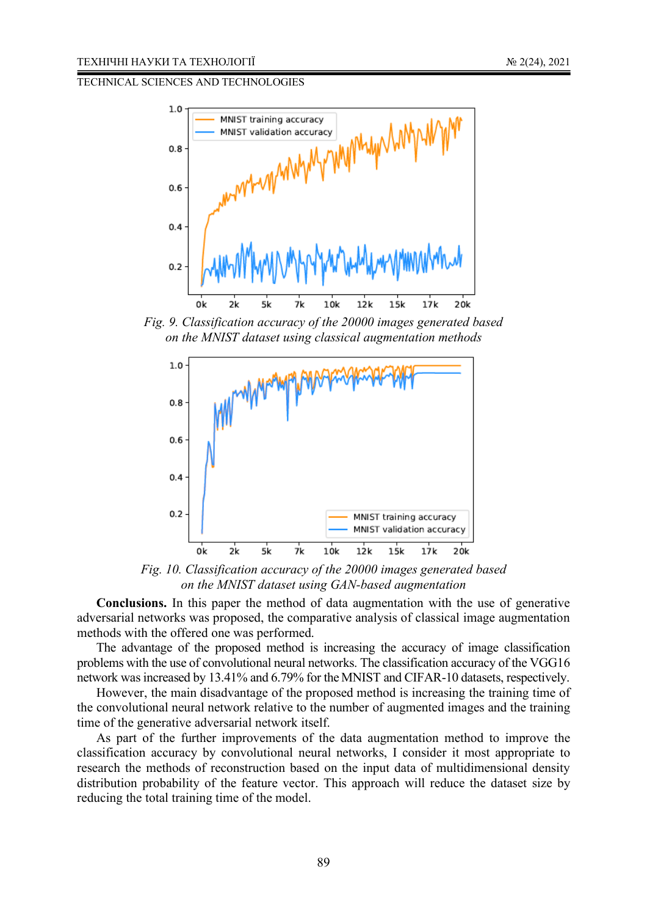*Fig. 9. Classification accuracy of the 20000 images generated based on the MNIST dataset using classical augmentation methods*

*Fig. 10. Classification accuracy of the 20000 images generated based on the MNIST dataset using GAN-based augmentation*

**Conclusions.** In this paper the method of data augmentation with the use of generative adversarial networks was proposed, the comparative analysis of classical image augmentation methods with the offered one was performed.

The advantage of the proposed method is increasing the accuracy of image classification problems with the use of convolutional neural networks. The classification accuracy of the VGG16 network was increased by 13.41% and 6.79% for the MNIST and CIFAR-10 datasets, respectively.

However, the main disadvantage of the proposed method is increasing the training time of the convolutional neural network relative to the number of augmented images and the training time of the generative adversarial network itself.

As part of the further improvements of the data augmentation method to improve the classification accuracy by convolutional neural networks, I consider it most appropriate to research the methods of reconstruction based on the input data of multidimensional density distribution probability of the feature vector. This approach will reduce the dataset size by reducing the total training time of the model.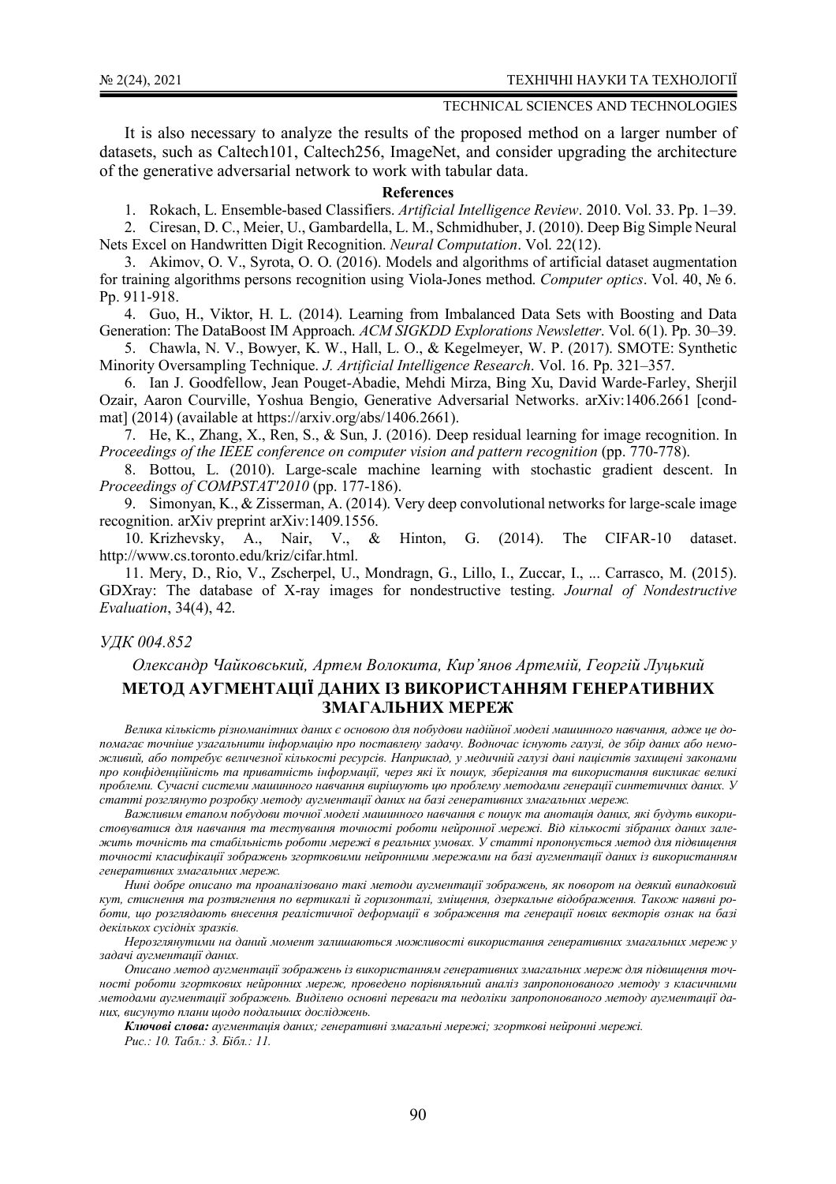It is also necessary to analyze the results of the proposed method on a larger number of datasets, such as Caltech101, Caltech256, ImageNet, and consider upgrading the architecture of the generative adversarial network to work with tabular data.

**References**

1. Rokach, L. Ensemble-based Classifiers. *Artificial Intelligence Review*. 2010. Vol. 33. Pp. 1–39.
2. Ciresan, D. C., Meier, U., Gambardella, L. M., Schmidhuber, J. (2010). Deep Big Simple Neural Nets Excel on Handwritten Digit Recognition. *Neural Computation*. Vol. 22(12).
3. Akimov, O. V., Syrota, O. O. (2016). Models and algorithms of artificial dataset augmentation for training algorithms persons recognition using Viola-Jones method. *Computer optics*. Vol. 40, № 6. Pp. 911-918.
4. Guo, H., Viktor, H. L. (2014). Learning from Imbalanced Data Sets with Boosting and Data Generation: The DataBoost IM Approach. *ACM SIGKDD Explorations Newsletter*. Vol. 6(1). Pp. 30–39.
5. Chawla, N. V., Bowyer, K. W., Hall, L. O., & Kegelmeyer, W. P. (2017). SMOTE: Synthetic Minority Oversampling Technique. *J. Artificial Intelligence Research*. Vol. 16. Pp. 321–357.
6. Ian J. Goodfellow, Jean Pouget-Abadie, Mehdi Mirza, Bing Xu, David Warde-Farley, Sherjil Ozair, Aaron Courville, Yoshua Bengio, Generative Adversarial Networks. arXiv:1406.2661 [cond-mat] (2014) (available at https://arxiv.org/abs/1406.2661).
7. He, K., Zhang, X., Ren, S., & Sun, J. (2016). Deep residual learning for image recognition. In *Proceedings of the IEEE conference on computer vision and pattern recognition* (pp. 770-778).
8. Bottou, L. (2010). Large-scale machine learning with stochastic gradient descent. In *Proceedings of COMPSTAT'2010* (pp. 177-186).
9. Simonyan, K., & Zisserman, A. (2014). Very deep convolutional networks for large-scale image recognition. arXiv preprint arXiv:1409.1556.
10. Krizhevsky, A., Nair, V., & Hinton, G. (2014). The CIFAR-10 dataset. http://www.cs.toronto.edu/kriz/cifar.html.
11. Mery, D., Rio, V., Zscherpel, U., Mondragn, G., Lillo, I., Zuccar, I., ... Carrasco, M. (2015). GDXray: The database of X-ray images for nondestructive testing. *Journal of Nondestructive Evaluation*, 34(4), 42.

*УДК 004.852*

*Олександр Чайковський, Артем Волокита, Кир'янов Артемій, Георгій Луцький*

## МЕТОД АУГМЕНТАЦІЇ ДАНИХ ІЗ ВИКОРИСТАННЯМ ГЕНЕРАТИВНИХ ЗМАГАЛЬНИХ МЕРЕЖ

*Велика кількість різноманітних даних є основою для побудови надійної моделі машинного навчання, адже це допомагає точніше узагальнити інформацію про поставлену задачу. Водночас існують галузі, де збір даних або неможливий, або потребує величезної кількості ресурсів. Наприклад, у медичній галузі дані пацієнтів захищені законами про конфіденційність та приватність інформації, через які їх пошук, зберігання та використання викликає великі проблеми. Сучасні системи машинного навчання вирішують цю проблему методами генерації синтетичних даних. У статті розглянуто розробку методу аугментації даних на базі генеративних змагальних мереж.*

*Важливим етапом побудови точної моделі машинного навчання є пошук та анотація даних, які будуть використовуватися для навчання та тестування точності роботи нейронної мережі. Від кількості зібраних даних залежить точність та стабільність роботи мережі в реальних умовах. У статті пропонується метод для підвищення точності класифікації зображень згортковими нейронними мережами на базі аугментації даних із використанням генеративних змагальних мереж.*

*Нині добре описано та проаналізовано такі методи аугментації зображень, як поворот на деякий випадковий кут, стиснення та розтягнення по вертикалі й горизонталі, зміщення, дзеркальне відображення. Також наявні роботи, що розглядають внесення реалістичної деформації в зображення та генерації нових векторів ознак на базі декількох сусідніх зразків.*

*Нерозглянутими на даний момент залишаються можливості використання генеративних змагальних мереж у задачі аугментації даних.*

*Описано метод аугментації зображень із використанням генеративних змагальних мереж для підвищення точності роботи згорткових нейронних мереж, проведено порівняльний аналіз запропонованого методу з класичними методами аугментації зображень. Виділено основні переваги та недоліки запропонованого методу аугментації даних, висунуто плани щодо подальших досліджень.*

***Ключові слова:*** *аугментація даних; генеративні змагальні мережі; згорткові нейронні мережі.*

*Рис.: 10. Табл.: 3. Бібл.: 11.*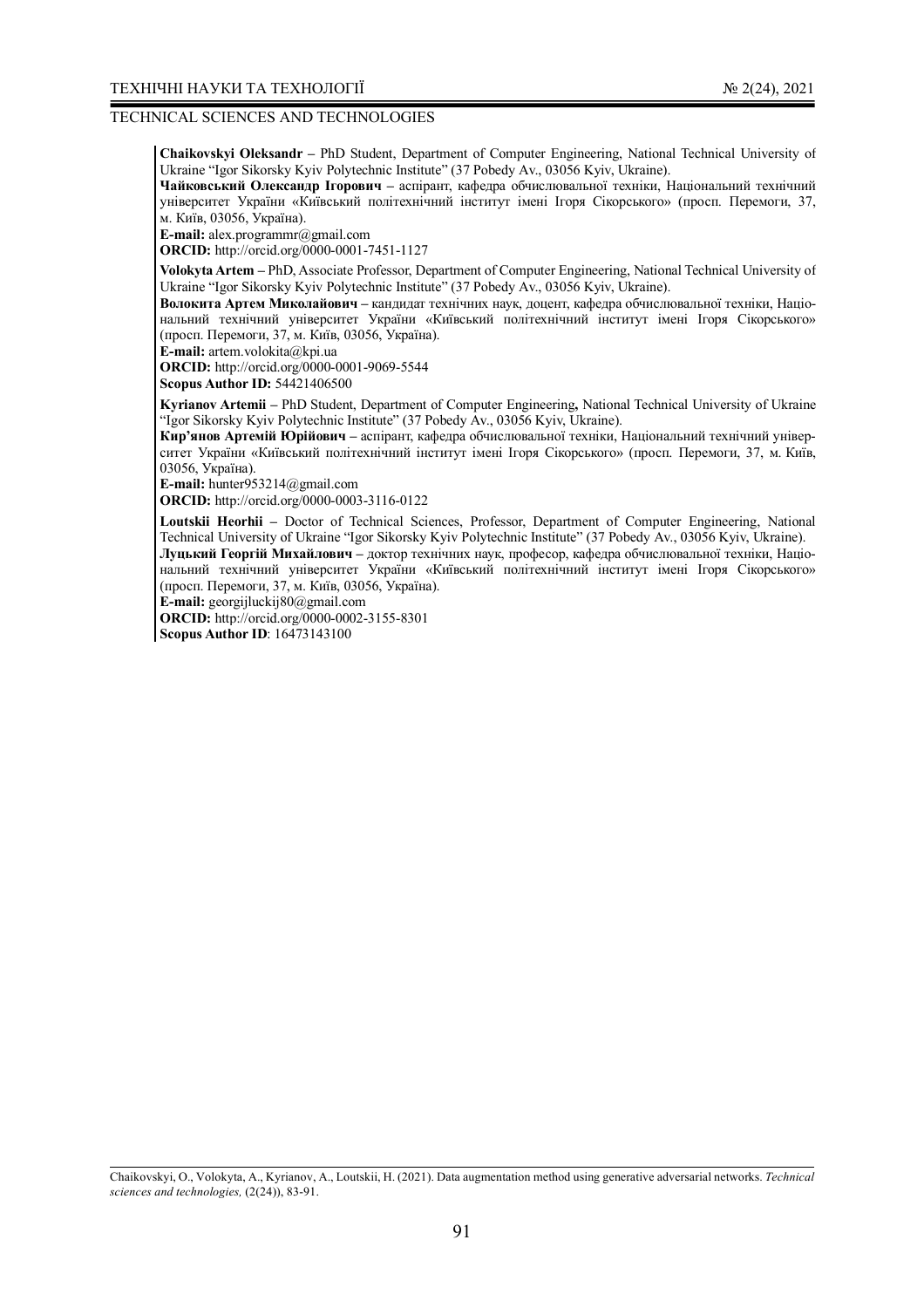**Chaikovskyi Oleksandr** – PhD Student, Department of Computer Engineering, National Technical University of Ukraine "Igor Sikorsky Kyiv Polytechnic Institute" (37 Pobedy Av., 03056 Kyiv, Ukraine).
**Чайковський Олександр Ігорович** – аспірант, кафедра обчислювальної техніки, Національний технічний університет України «Київський політехнічний інститут імені Ігоря Сікорського» (просп. Перемоги, 37, м. Київ, 03056, Україна).
**E-mail:** alex.programmr@gmail.com
**ORCID:** http://orcid.org/0000-0001-7451-1127

**Volokyta Artem** – PhD, Associate Professor, Department of Computer Engineering, National Technical University of Ukraine "Igor Sikorsky Kyiv Polytechnic Institute" (37 Pobedy Av., 03056 Kyiv, Ukraine).
**Волокита Артем Миколайович** – кандидат технічних наук, доцент, кафедра обчислювальної техніки, Національний технічний університет України «Київський політехнічний інститут імені Ігоря Сікорського» (просп. Перемоги, 37, м. Київ, 03056, Україна).
**E-mail:** artem.volokita@kpi.ua
**ORCID:** http://orcid.org/0000-0001-9069-5544
**Scopus Author ID:** 54421406500

**Kyrianov Artemii** – PhD Student, Department of Computer Engineering**,** National Technical University of Ukraine "Igor Sikorsky Kyiv Polytechnic Institute" (37 Pobedy Av., 03056 Kyiv, Ukraine).
**Кир'янов Артемій Юрійович** – аспірант, кафедра обчислювальної техніки, Національний технічний університет України «Київський політехнічний інститут імені Ігоря Сікорського» (просп. Перемоги, 37, м. Київ, 03056, Україна).
**E-mail:** hunter953214@gmail.com
**ORCID:** http://orcid.org/0000-0003-3116-0122

**Loutskii Heorhii** – Doctor of Technical Sciences, Professor, Department of Computer Engineering, National Technical University of Ukraine "Igor Sikorsky Kyiv Polytechnic Institute" (37 Pobedy Av., 03056 Kyiv, Ukraine).
**Луцький Георгій Михайлович** – доктор технічних наук, професор, кафедра обчислювальної техніки, Національний технічний університет України «Київський політехнічний інститут імені Ігоря Сікорського» (просп. Перемоги, 37, м. Київ, 03056, Україна).
**E-mail:** georgijluckij80@gmail.com
**ORCID:** http://orcid.org/0000-0002-3155-8301
**Scopus Author ID**: 16473143100

Chaikovskyi, O., Volokyta, A., Kyrianov, A., Loutskii, H. (2021). Data augmentation method using generative adversarial networks. *Technical sciences and technologies,* (2(24)), 83-91.